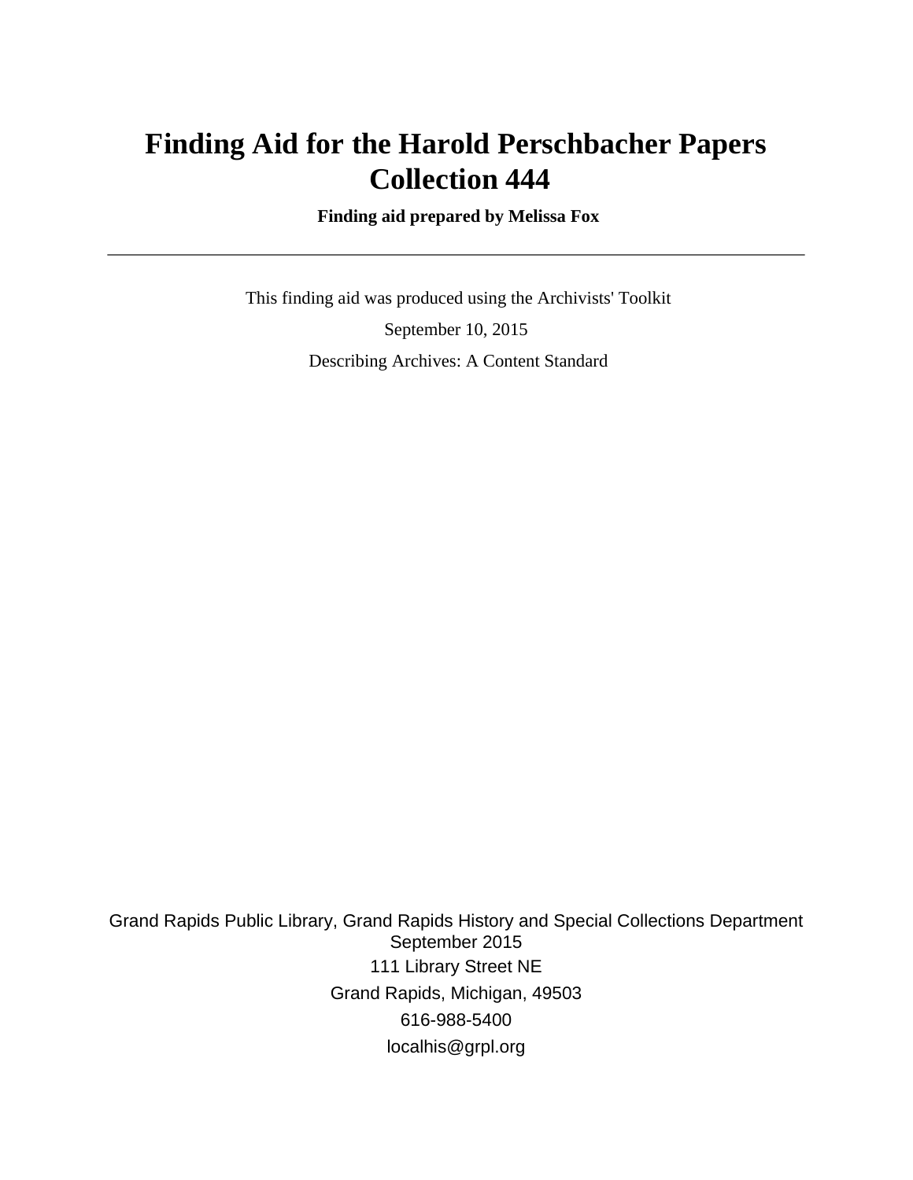# Finding Aid for the Harold Perschbacher Papers Collection 444

**Finding aid prepared by Melissa Fox**

---

This finding aid was produced using the Archivists' Toolkit

September 10, 2015

Describing Archives: A Content Standard

Grand Rapids Public Library, Grand Rapids History and Special Collections Department
September 2015
111 Library Street NE
Grand Rapids, Michigan, 49503
616-988-5400
localhis@grpl.org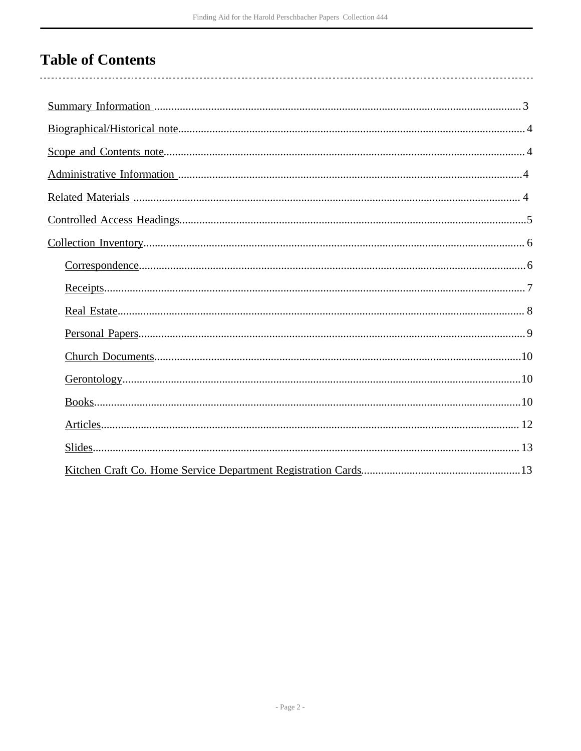# Table of Contents

- Summary Information ..................................................................................................................3
- Biographical/Historical note...........................................................................................................4
- Scope and Contents note...............................................................................................................4
- Administrative Information ...........................................................................................................4
- Related Materials .......................................................................................................................... 4
- Controlled Access Headings...........................................................................................................5
- Collection Inventory....................................................................................................................... 6
  - Correspondence......................................................................................................................6
  - Receipts.................................................................................................................................. 7
  - Real Estate............................................................................................................................. 8
  - Personal Papers......................................................................................................................9
  - Church Documents...............................................................................................................10
  - Gerontology..........................................................................................................................10
  - Books....................................................................................................................................10
  - Articles................................................................................................................................. 12
  - Slides.................................................................................................................................... 13
  - Kitchen Craft Co. Home Service Department Registration Cards.......................................................13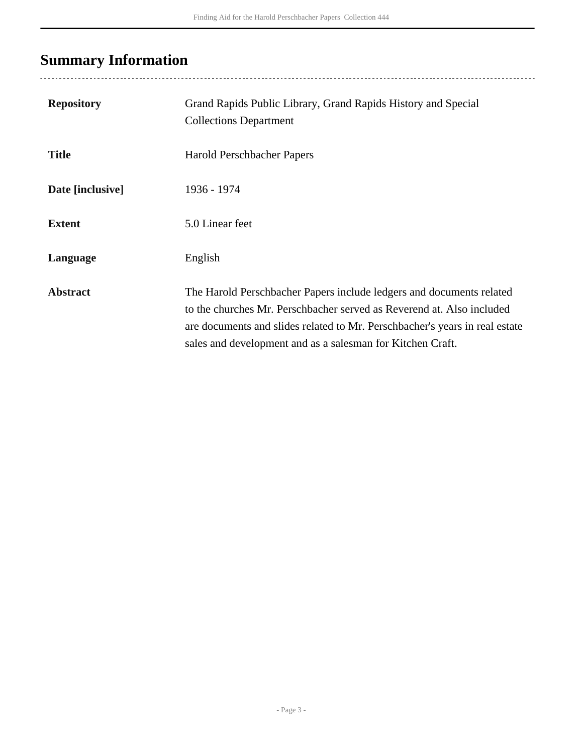## Summary Information

| | |
|---|---|
| **Repository** | Grand Rapids Public Library, Grand Rapids History and Special Collections Department |
| **Title** | Harold Perschbacher Papers |
| **Date [inclusive]** | 1936 - 1974 |
| **Extent** | 5.0 Linear feet |
| **Language** | English |
| **Abstract** | The Harold Perschbacher Papers include ledgers and documents related to the churches Mr. Perschbacher served as Reverend at. Also included are documents and slides related to Mr. Perschbacher's years in real estate sales and development and as a salesman for Kitchen Craft. |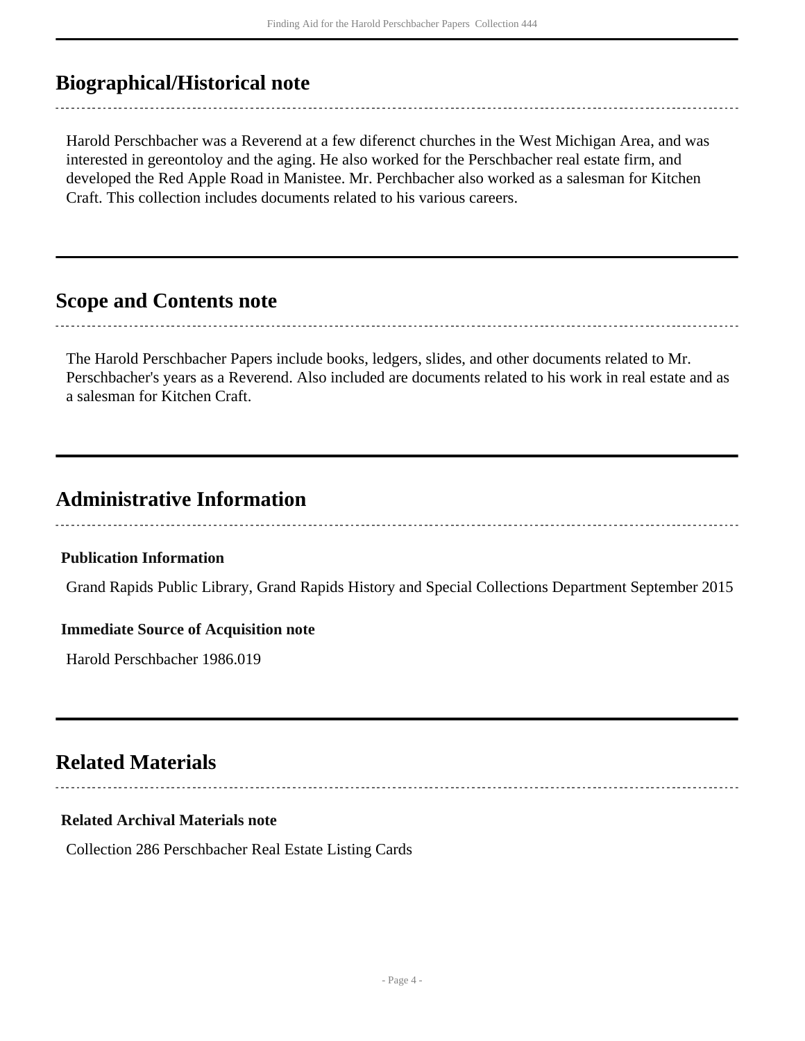## Biographical/Historical note

Harold Perschbacher was a Reverend at a few diferenct churches in the West Michigan Area, and was interested in gereontoloy and the aging. He also worked for the Perschbacher real estate firm, and developed the Red Apple Road in Manistee. Mr. Perchbacher also worked as a salesman for Kitchen Craft. This collection includes documents related to his various careers.

## Scope and Contents note

The Harold Perschbacher Papers include books, ledgers, slides, and other documents related to Mr. Perschbacher's years as a Reverend. Also included are documents related to his work in real estate and as a salesman for Kitchen Craft.

## Administrative Information

### Publication Information

Grand Rapids Public Library, Grand Rapids History and Special Collections Department September 2015

### Immediate Source of Acquisition note

Harold Perschbacher 1986.019

## Related Materials

### Related Archival Materials note

Collection 286 Perschbacher Real Estate Listing Cards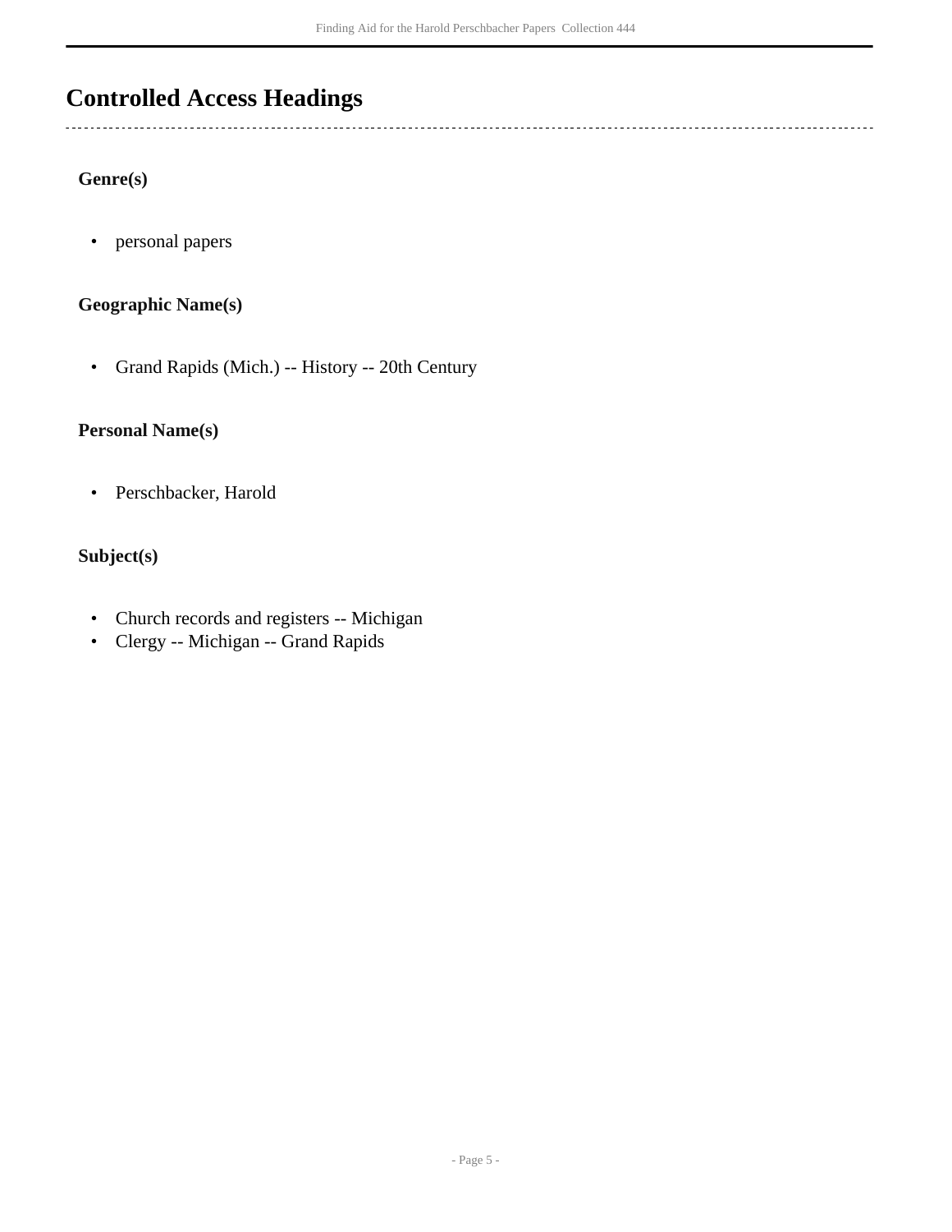## Controlled Access Headings

### Genre(s)

- personal papers

### Geographic Name(s)

- Grand Rapids (Mich.) -- History -- 20th Century

### Personal Name(s)

- Perschbacker, Harold

### Subject(s)

- Church records and registers -- Michigan
- Clergy -- Michigan -- Grand Rapids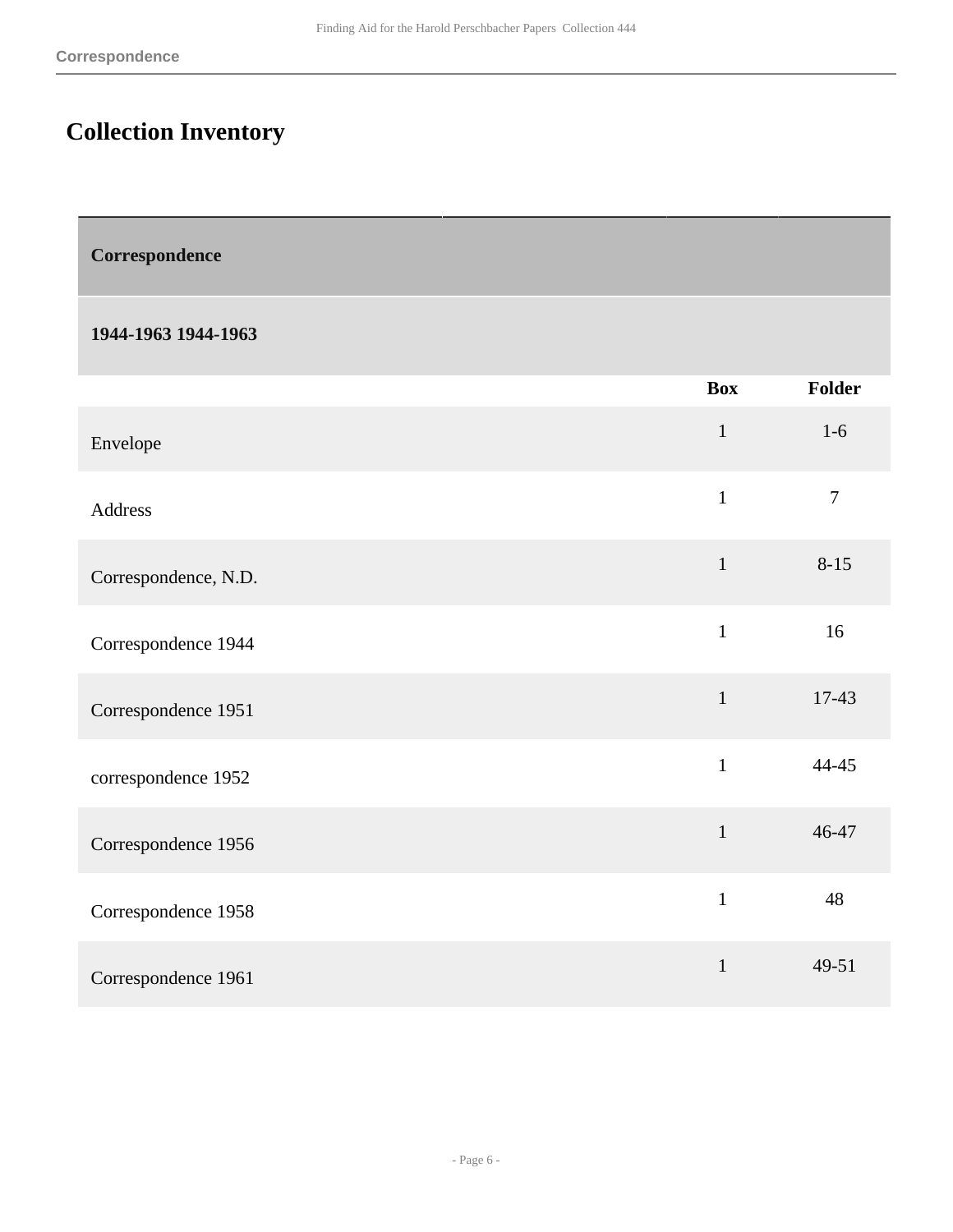# Collection Inventory

| Correspondence | | |
|---|---|---|
| **1944-1963 1944-1963** | | |
| | **Box** | **Folder** |
| Envelope | 1 | 1-6 |
| Address | 1 | 7 |
| Correspondence, N.D. | 1 | 8-15 |
| Correspondence 1944 | 1 | 16 |
| Correspondence 1951 | 1 | 17-43 |
| correspondence 1952 | 1 | 44-45 |
| Correspondence 1956 | 1 | 46-47 |
| Correspondence 1958 | 1 | 48 |
| Correspondence 1961 | 1 | 49-51 |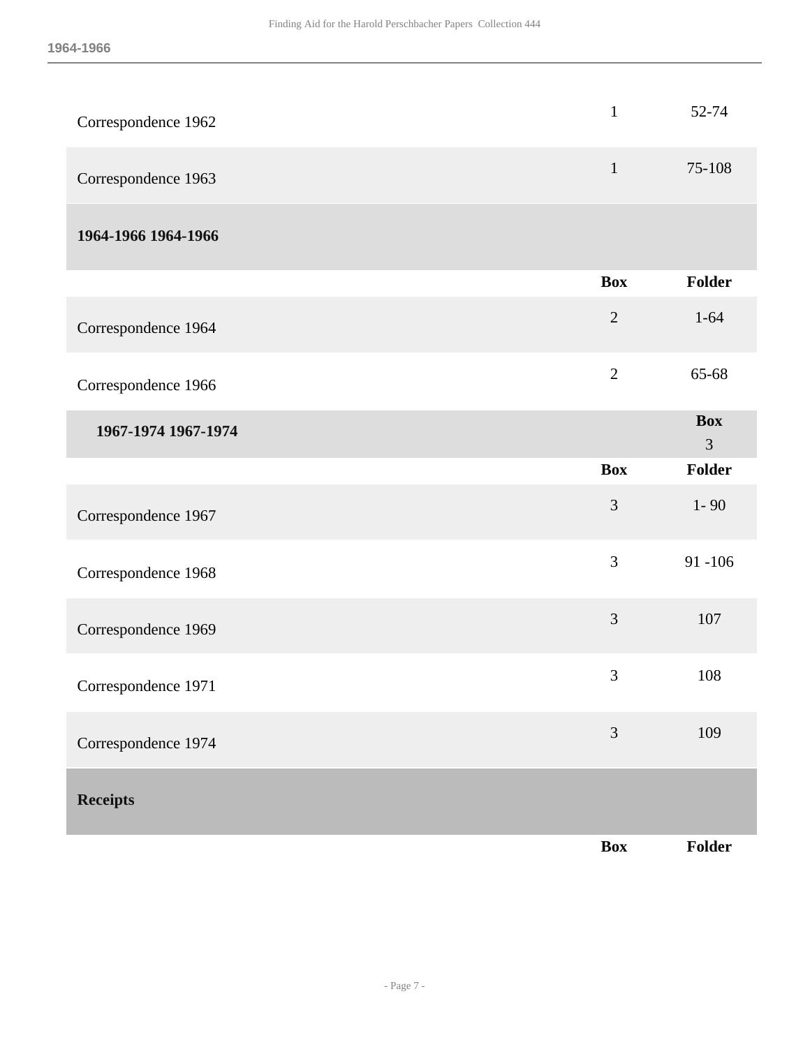| | Box | Folder |
|---|---|---|
| Correspondence 1962 | 1 | 52-74 |
| Correspondence 1963 | 1 | 75-108 |

### 1964-1966 1964-1966

| | Box | Folder |
|---|---|---|
| Correspondence 1964 | 2 | 1-64 |
| Correspondence 1966 | 2 | 65-68 |

### 1967-1974 1967-1974

**Box** 3

| | Box | Folder |
|---|---|---|
| Correspondence 1967 | 3 | 1- 90 |
| Correspondence 1968 | 3 | 91 -106 |
| Correspondence 1969 | 3 | 107 |
| Correspondence 1971 | 3 | 108 |
| Correspondence 1974 | 3 | 109 |

## Receipts

| | Box | Folder |
|---|---|---|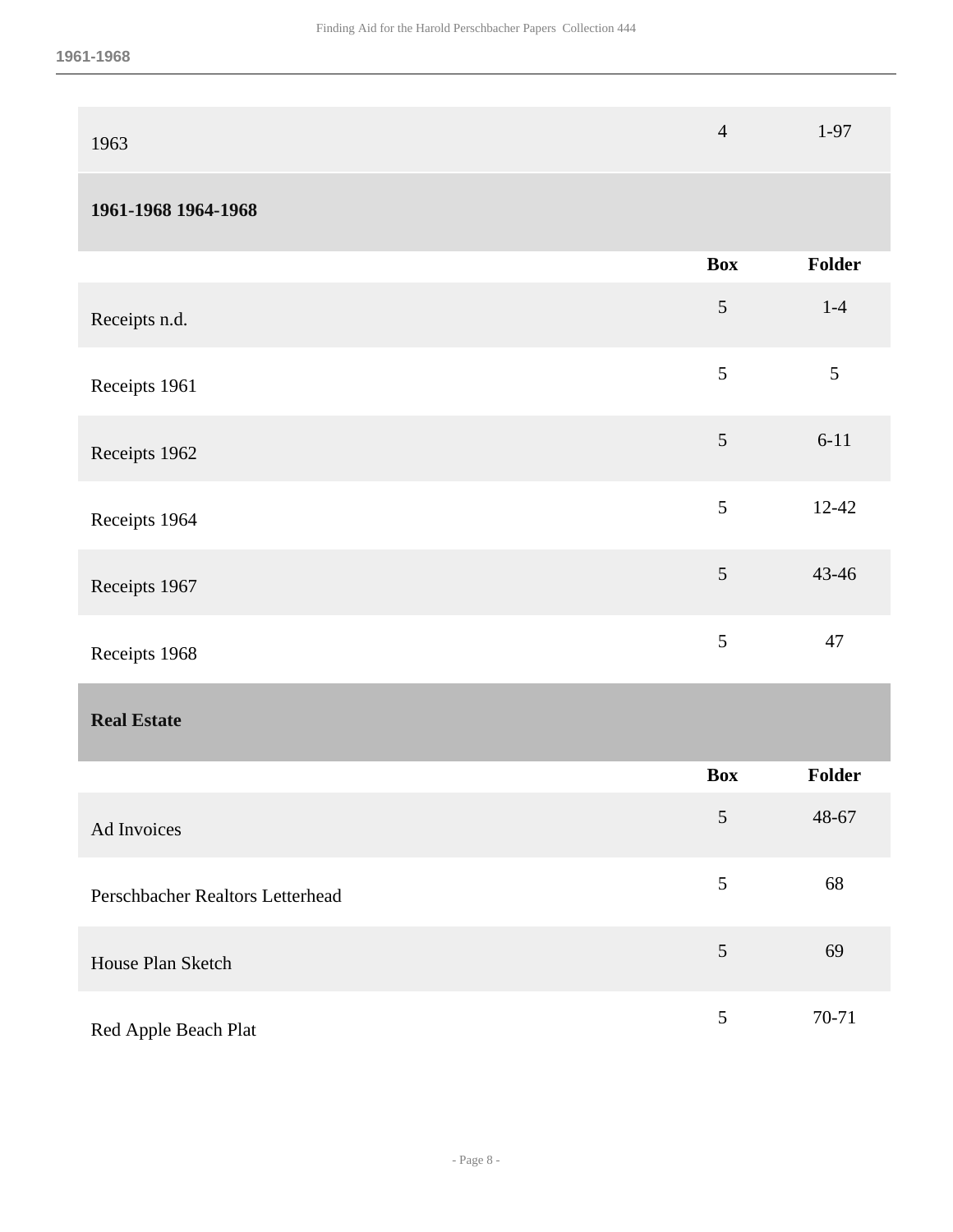| | Box | Folder |
|---|---|---|
| 1963 | 4 | 1-97 |

### 1961-1968 1964-1968

| | Box | Folder |
|---|---|---|
| Receipts n.d. | 5 | 1-4 |
| Receipts 1961 | 5 | 5 |
| Receipts 1962 | 5 | 6-11 |
| Receipts 1964 | 5 | 12-42 |
| Receipts 1967 | 5 | 43-46 |
| Receipts 1968 | 5 | 47 |

## Real Estate

| | Box | Folder |
|---|---|---|
| Ad Invoices | 5 | 48-67 |
| Perschbacher Realtors Letterhead | 5 | 68 |
| House Plan Sketch | 5 | 69 |
| Red Apple Beach Plat | 5 | 70-71 |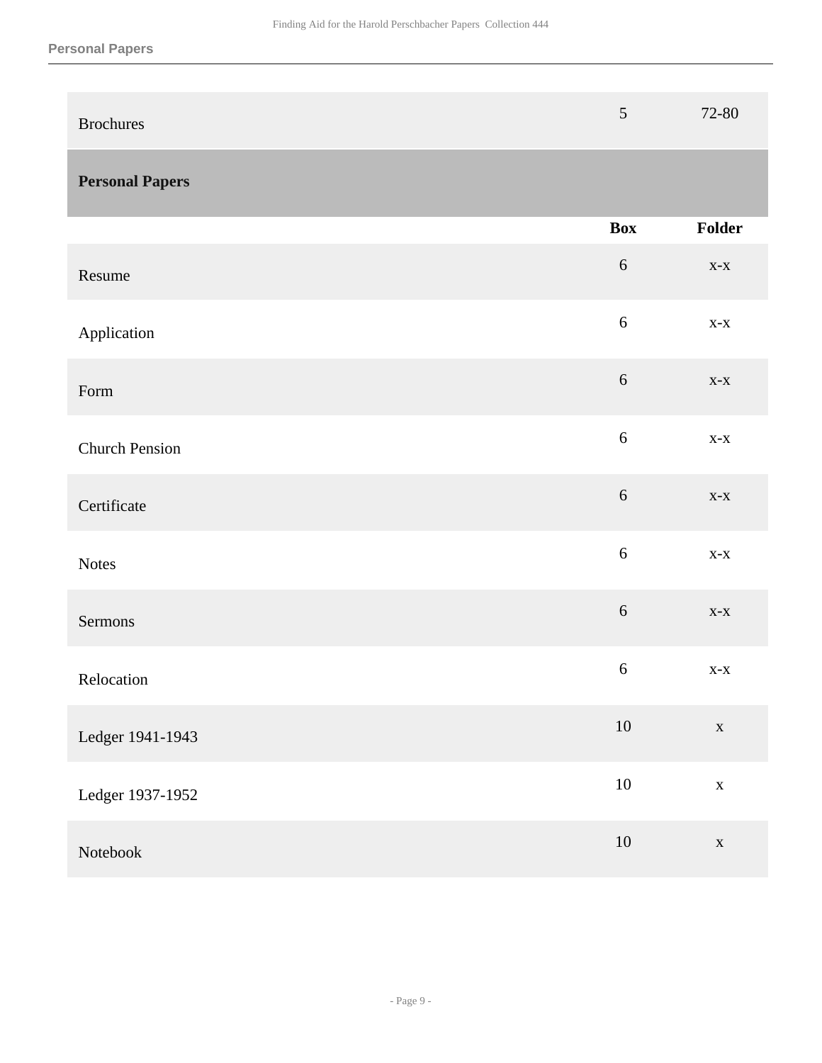| | | |
|---|---|---|
| Brochures | 5 | 72-80 |

## Personal Papers

| | Box | Folder |
|---|---|---|
| Resume | 6 | x-x |
| Application | 6 | x-x |
| Form | 6 | x-x |
| Church Pension | 6 | x-x |
| Certificate | 6 | x-x |
| Notes | 6 | x-x |
| Sermons | 6 | x-x |
| Relocation | 6 | x-x |
| Ledger 1941-1943 | 10 | x |
| Ledger 1937-1952 | 10 | x |
| Notebook | 10 | x |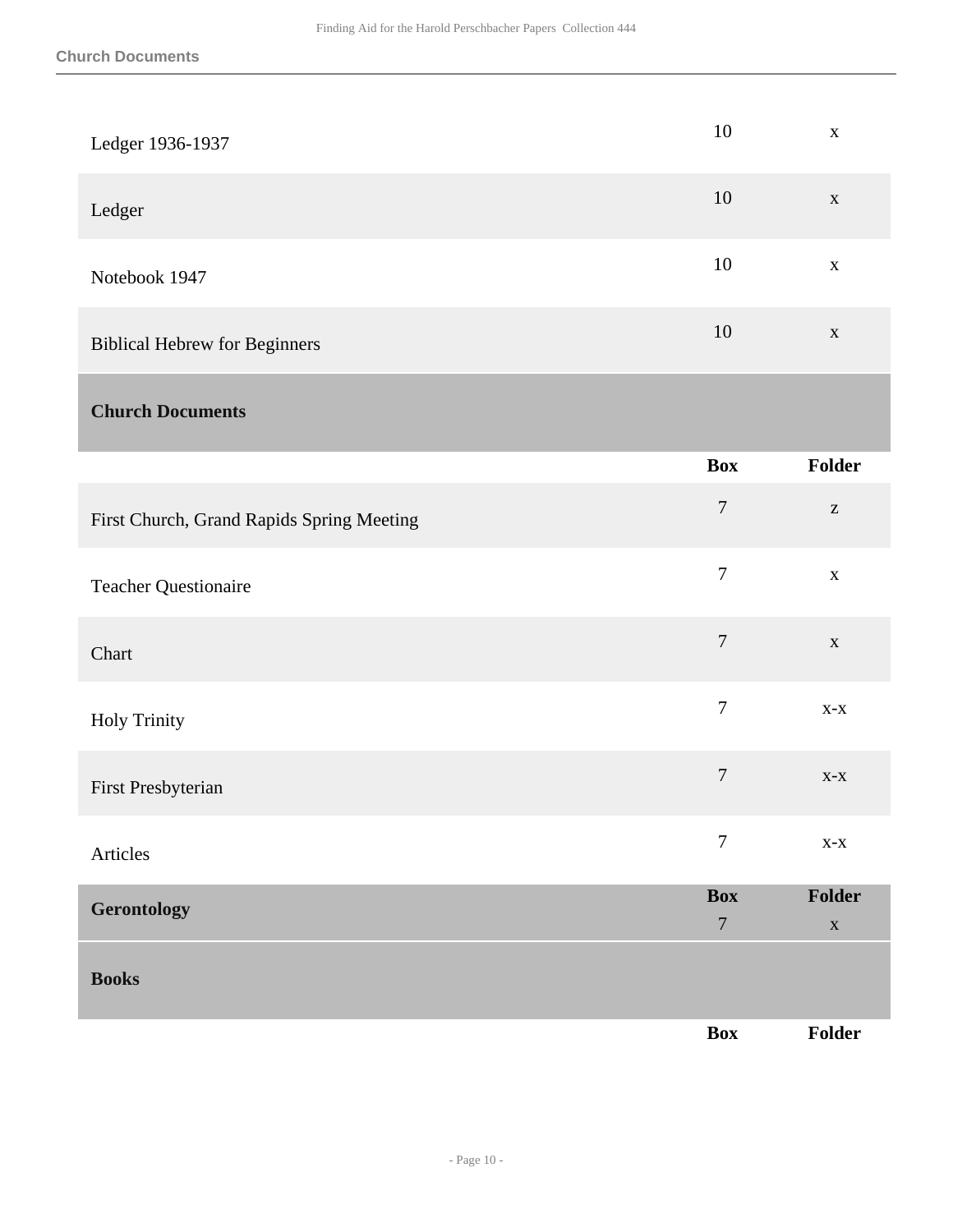| | | |
|---|---|---|
| Ledger 1936-1937 | 10 | x |
| Ledger | 10 | x |
| Notebook 1947 | 10 | x |
| Biblical Hebrew for Beginners | 10 | x |

## Church Documents

| | Box | Folder |
|---|---|---|
| First Church, Grand Rapids Spring Meeting | 7 | z |
| Teacher Questionaire | 7 | x |
| Chart | 7 | x |
| Holy Trinity | 7 | x-x |
| First Presbyterian | 7 | x-x |
| Articles | 7 | x-x |

## Gerontology

| | Box | Folder |
|---|---|---|
| | 7 | x |

## Books

| | Box | Folder |
|---|---|---|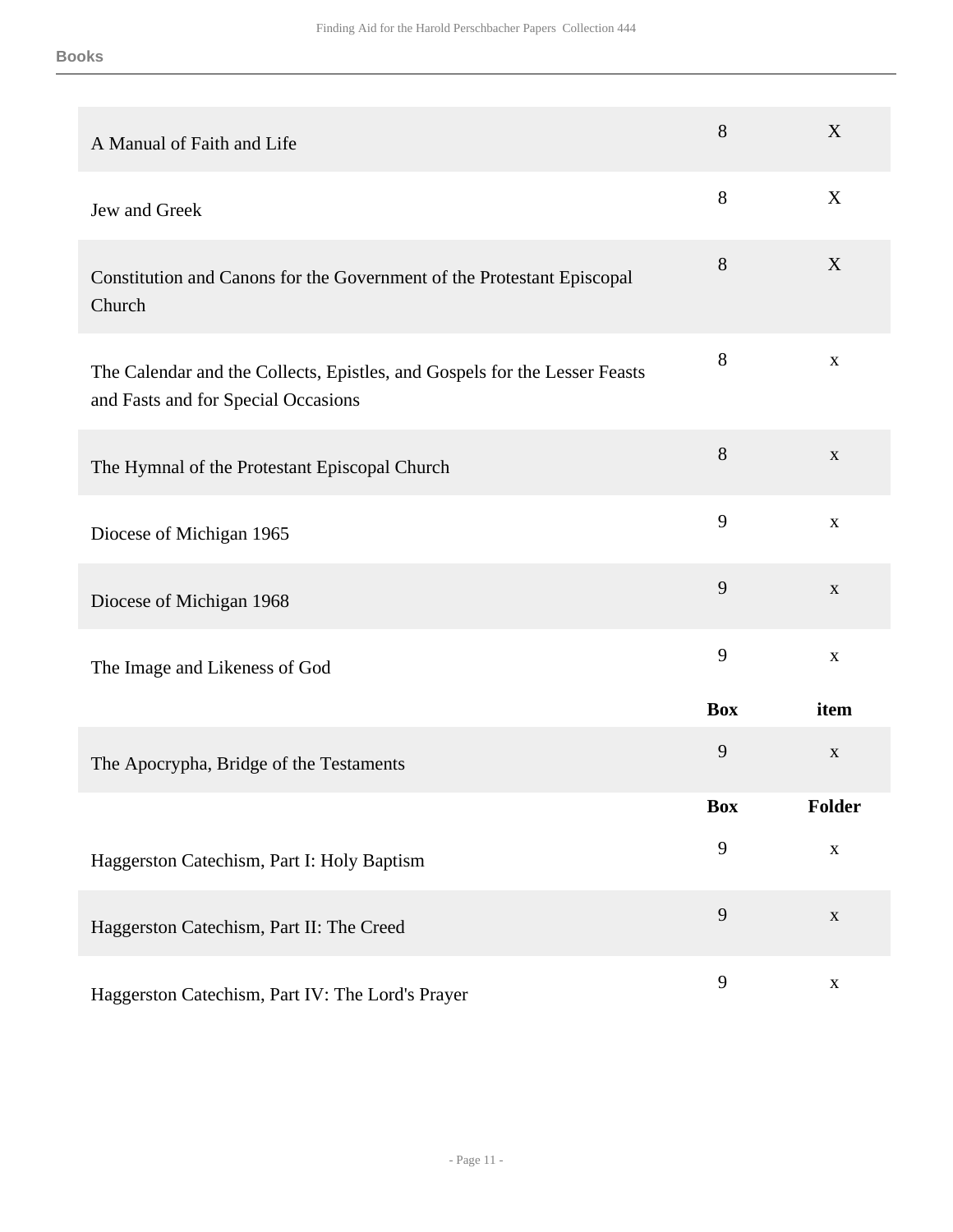**Books**

| | | |
|---|---|---|
| A Manual of Faith and Life | 8 | X |
| Jew and Greek | 8 | X |
| Constitution and Canons for the Government of the Protestant Episcopal Church | 8 | X |
| The Calendar and the Collects, Epistles, and Gospels for the Lesser Feasts and Fasts and for Special Occasions | 8 | x |
| The Hymnal of the Protestant Episcopal Church | 8 | x |
| Diocese of Michigan 1965 | 9 | x |
| Diocese of Michigan 1968 | 9 | x |
| The Image and Likeness of God | 9 | x |

| | Box | item |
|---|---|---|
| The Apocrypha, Bridge of the Testaments | 9 | x |

| | Box | Folder |
|---|---|---|
| Haggerston Catechism, Part I: Holy Baptism | 9 | x |
| Haggerston Catechism, Part II: The Creed | 9 | x |
| Haggerston Catechism, Part IV: The Lord's Prayer | 9 | x |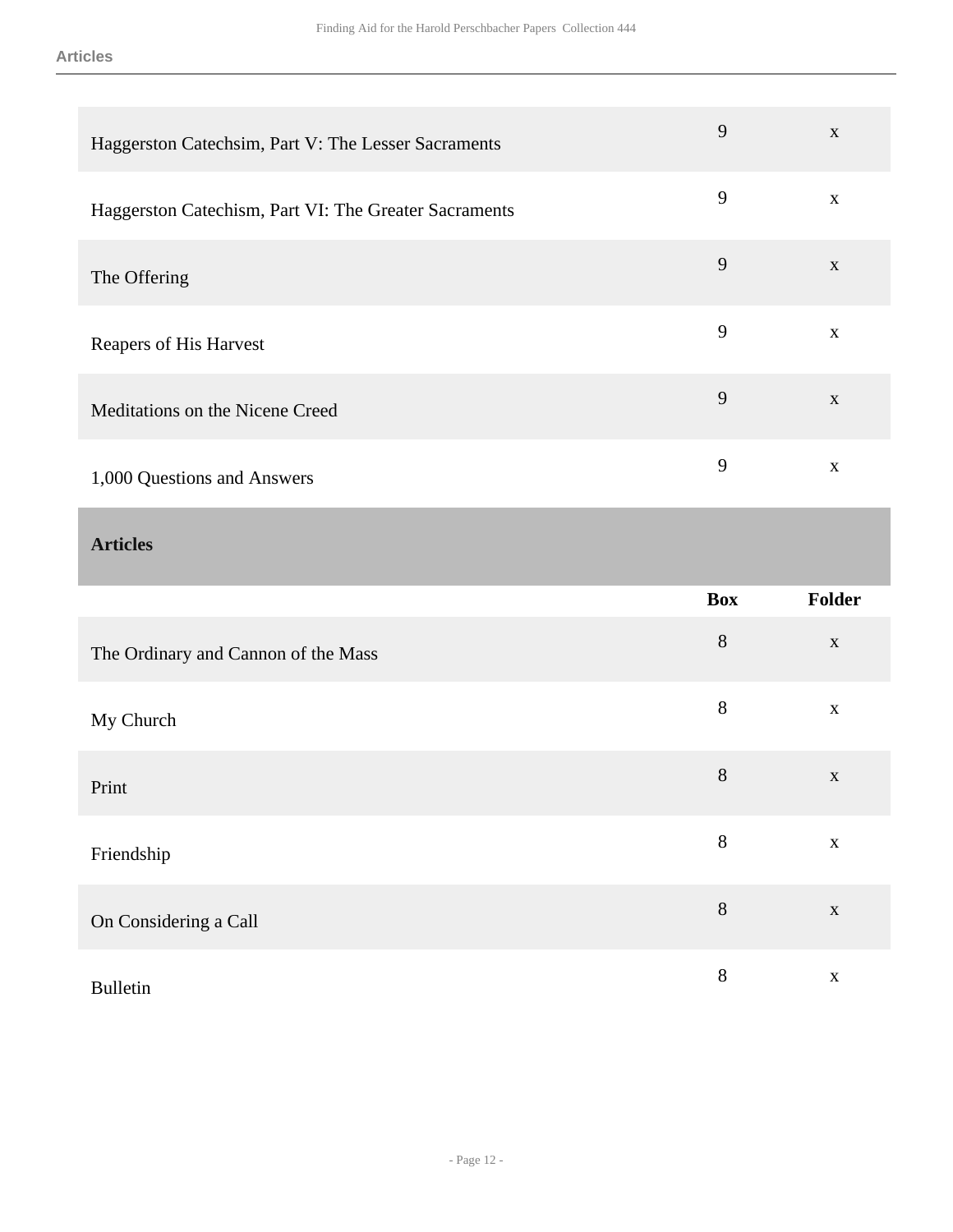| | | |
|---|---|---|
| Haggerston Catechsim, Part V: The Lesser Sacraments | 9 | x |
| Haggerston Catechism, Part VI: The Greater Sacraments | 9 | x |
| The Offering | 9 | x |
| Reapers of His Harvest | 9 | x |
| Meditations on the Nicene Creed | 9 | x |
| 1,000 Questions and Answers | 9 | x |

## Articles

| | Box | Folder |
|---|---|---|
| The Ordinary and Cannon of the Mass | 8 | x |
| My Church | 8 | x |
| Print | 8 | x |
| Friendship | 8 | x |
| On Considering a Call | 8 | x |
| Bulletin | 8 | x |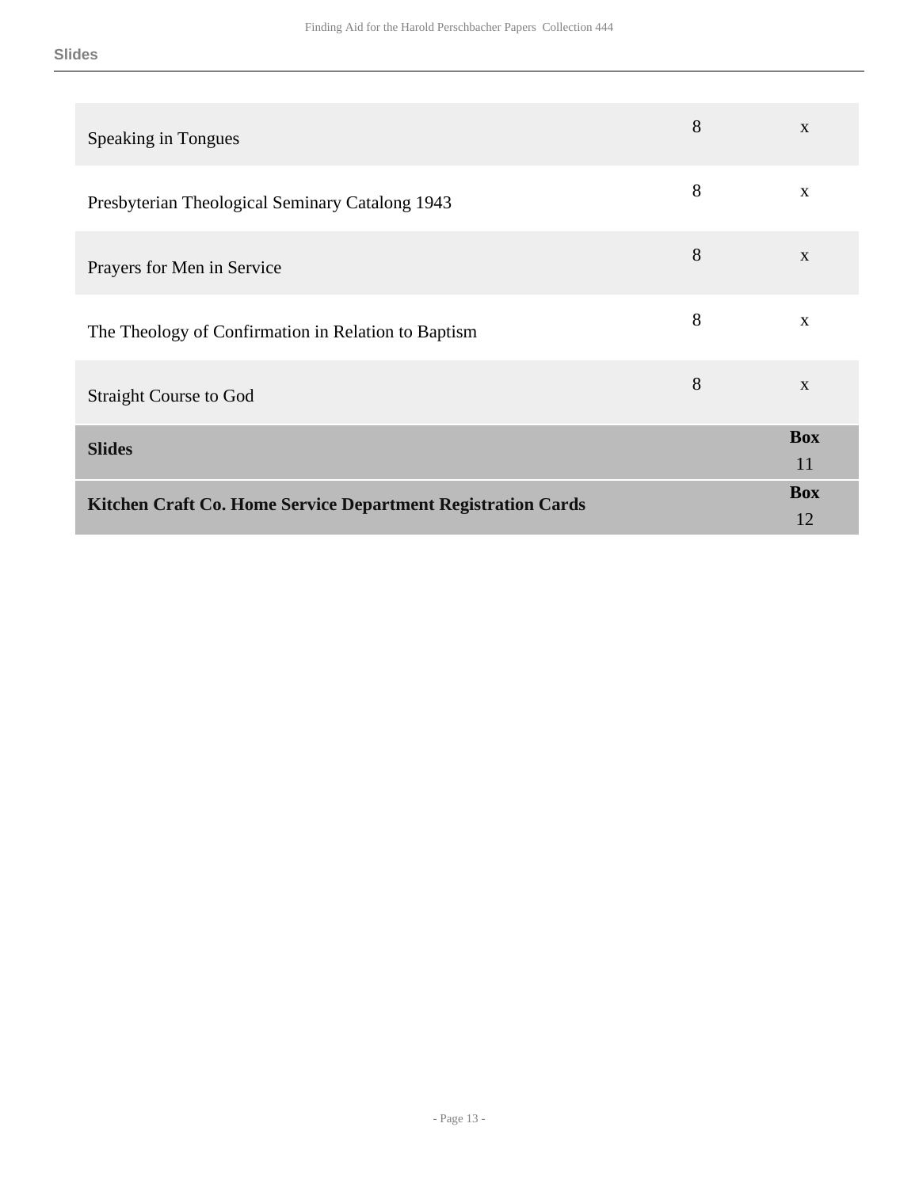| | | |
|---|---|---|
| Speaking in Tongues | 8 | x |
| Presbyterian Theological Seminary Catalong 1943 | 8 | x |
| Prayers for Men in Service | 8 | x |
| The Theology of Confirmation in Relation to Baptism | 8 | x |
| Straight Course to God | 8 | x |
| **Slides** | | **Box** 11 |
| **Kitchen Craft Co. Home Service Department Registration Cards** | | **Box** 12 |